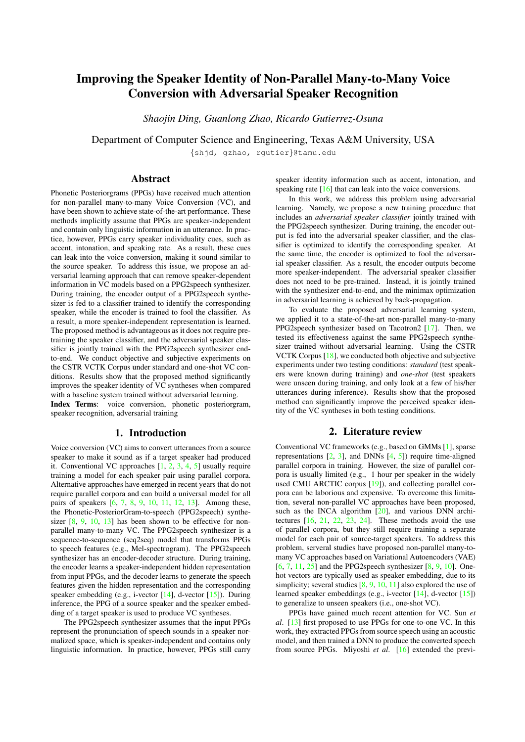# Improving the Speaker Identity of Non-Parallel Many-to-Many Voice Conversion with Adversarial Speaker Recognition

*Shaojin Ding, Guanlong Zhao, Ricardo Gutierrez-Osuna*

Department of Computer Science and Engineering, Texas A&M University, USA

{shjd, gzhao, rgutier}@tamu.edu

## Abstract

Phonetic Posteriorgrams (PPGs) have received much attention for non-parallel many-to-many Voice Conversion (VC), and have been shown to achieve state-of-the-art performance. These methods implicitly assume that PPGs are speaker-independent and contain only linguistic information in an utterance. In practice, however, PPGs carry speaker individuality cues, such as accent, intonation, and speaking rate. As a result, these cues can leak into the voice conversion, making it sound similar to the source speaker. To address this issue, we propose an adversarial learning approach that can remove speaker-dependent information in VC models based on a PPG2speech synthesizer. During training, the encoder output of a PPG2speech synthesizer is fed to a classifier trained to identify the corresponding speaker, while the encoder is trained to fool the classifier. As a result, a more speaker-independent representation is learned. The proposed method is advantageous as it does not require pre-training the speaker classifier, and the adversarial speaker classifier is jointly trained with the PPG2speech synthesizer end-to-end. We conduct objective and subjective experiments on the CSTR VCTK Corpus under standard and one-shot VC conditions. Results show that the proposed method significantly improves the speaker identity of VC syntheses when compared with a baseline system trained without adversarial learning.

**Index Terms**: voice conversion, phonetic posteriorgram, speaker recognition, adversarial training

## 1. Introduction

Voice conversion (VC) aims to convert utterances from a source speaker to make it sound as if a target speaker had produced it. Conventional VC approaches [1, 2, 3, 4, 5] usually require training a model for each speaker pair using parallel corpora. Alternative approaches have emerged in recent years that do not require parallel corpora and can build a universal model for all pairs of speakers [6, 7, 8, 9, 10, 11, 12, 13]. Among these, the Phonetic-PosteriorGram-to-speech (PPG2speech) synthesizer [8, 9, 10, 13] has been shown to be effective for non-parallel many-to-many VC. The PPG2speech synthesizer is a sequence-to-sequence (seq2seq) model that transforms PPGs to speech features (e.g., Mel-spectrogram). The PPG2speech synthesizer has an encoder-decoder structure. During training, the encoder learns a speaker-independent hidden representation from input PPGs, and the decoder learns to generate the speech features given the hidden representation and the corresponding speaker embedding (e.g., i-vector [14], d-vector [15]). During inference, the PPG of a source speaker and the speaker embedding of a target speaker is used to produce VC syntheses.

The PPG2speech synthesizer assumes that the input PPGs represent the pronunciation of speech sounds in a speaker normalized space, which is speaker-independent and contains only linguistic information. In practice, however, PPGs still carry speaker identity information such as accent, intonation, and speaking rate [16] that can leak into the voice conversions.

In this work, we address this problem using adversarial learning. Namely, we propose a new training procedure that includes an *adversarial speaker classifier* jointly trained with the PPG2speech synthesizer. During training, the encoder output is fed into the adversarial speaker classifier, and the classifier is optimized to identify the corresponding speaker. At the same time, the encoder is optimized to fool the adversarial speaker classifier. As a result, the encoder outputs become more speaker-independent. The adversarial speaker classifier does not need to be pre-trained. Instead, it is jointly trained with the synthesizer end-to-end, and the minimax optimization in adversarial learning is achieved by back-propagation.

To evaluate the proposed adversarial learning system, we applied it to a state-of-the-art non-parallel many-to-many PPG2speech synthesizer based on Tacotron2 [17]. Then, we tested its effectiveness against the same PPG2speech synthesizer trained without adversarial learning. Using the CSTR VCTK Corpus [18], we conducted both objective and subjective experiments under two testing conditions: *standard* (test speakers were known during training) and *one-shot* (test speakers were unseen during training, and only look at a few of his/her utterances during inference). Results show that the proposed method can significantly improve the perceived speaker identity of the VC syntheses in both testing conditions.

## 2. Literature review

Conventional VC frameworks (e.g., based on GMMs [1], sparse representations [2, 3], and DNNs [4, 5]) require time-aligned parallel corpora in training. However, the size of parallel corpora is usually limited (e.g., 1 hour per speaker in the widely used CMU ARCTIC corpus [19]), and collecting parallel corpora can be laborious and expensive. To overcome this limitation, several non-parallel VC approaches have been proposed, such as the INCA algorithm [20], and various DNN architectures [16, 21, 22, 23, 24]. These methods avoid the use of parallel corpora, but they still require training a separate model for each pair of source-target speakers. To address this problem, several studies have proposed non-parallel many-to-many VC approaches based on Variational Autoencoders (VAE) [6, 7, 11, 25] and the PPG2speech synthesizer [8, 9, 10]. One-hot vectors are typically used as speaker embedding, due to its simplicity; several studies [8, 9, 10, 11] also explored the use of learned speaker embeddings (e.g., i-vector [14], d-vector [15]) to generalize to unseen speakers (i.e., one-shot VC).

PPGs have gained much recent attention for VC. Sun *et al*. [13] first proposed to use PPGs for one-to-one VC. In this work, they extracted PPGs from source speech using an acoustic model, and then trained a DNN to produce the converted speech from source PPGs. Miyoshi *et al*. [16] extended the previ-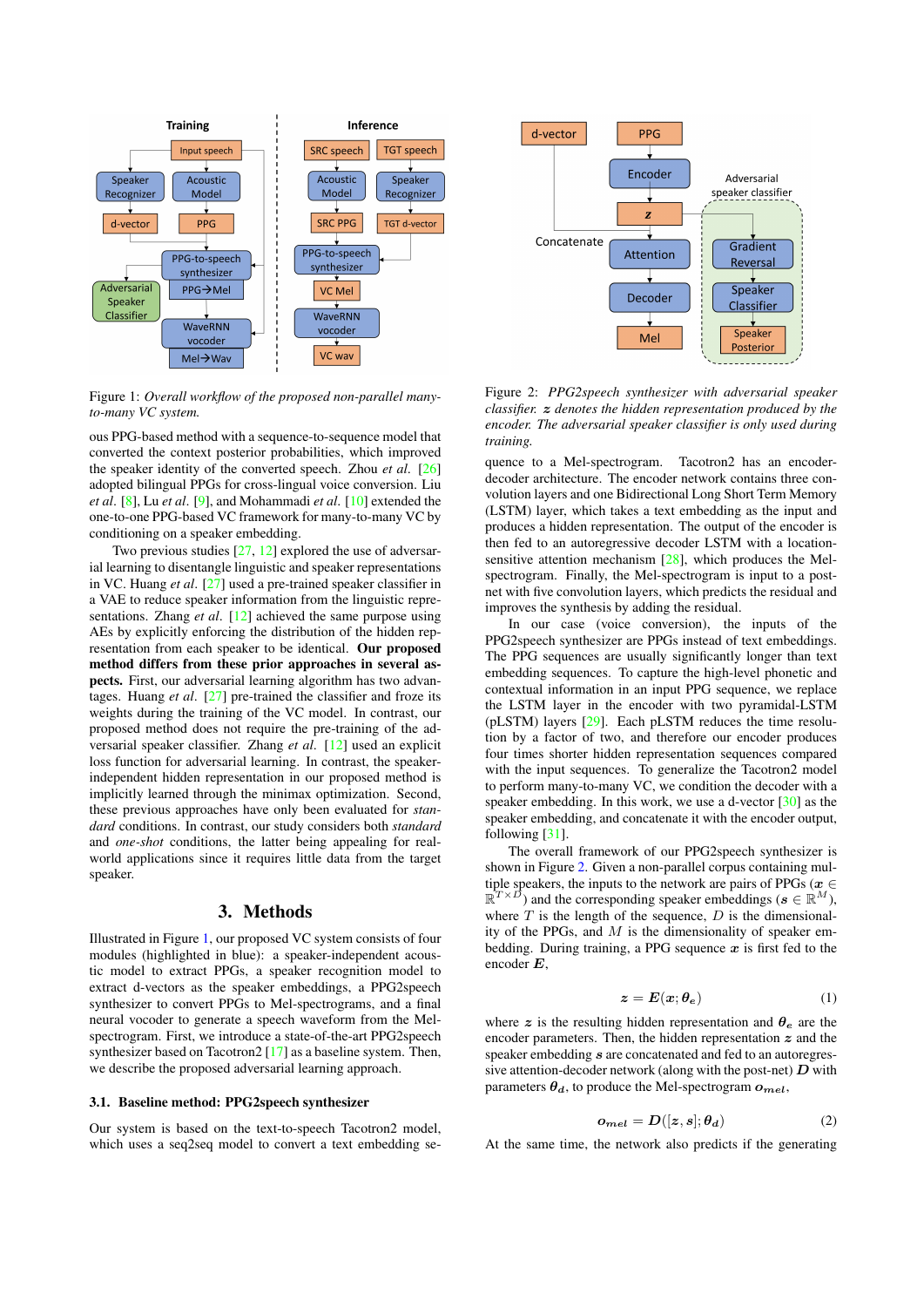Figure 1: *Overall workflow of the proposed non-parallel many-to-many VC system.*

ous PPG-based method with a sequence-to-sequence model that converted the context posterior probabilities, which improved the speaker identity of the converted speech. Zhou *et al.* [26] adopted bilingual PPGs for cross-lingual voice conversion. Liu *et al.* [8], Lu *et al.* [9], and Mohammadi *et al.* [10] extended the one-to-one PPG-based VC framework for many-to-many VC by conditioning on a speaker embedding.

Two previous studies [27, 12] explored the use of adversarial learning to disentangle linguistic and speaker representations in VC. Huang *et al.* [27] used a pre-trained speaker classifier in a VAE to reduce speaker information from the linguistic representations. Zhang *et al.* [12] achieved the same purpose using AEs by explicitly enforcing the distribution of the hidden representation from each speaker to be identical. **Our proposed method differs from these prior approaches in several aspects.** First, our adversarial learning algorithm has two advantages. Huang *et al.* [27] pre-trained the classifier and froze its weights during the training of the VC model. In contrast, our proposed method does not require the pre-training of the adversarial speaker classifier. Zhang *et al.* [12] used an explicit loss function for adversarial learning. In contrast, the speaker-independent hidden representation in our proposed method is implicitly learned through the minimax optimization. Second, these previous approaches have only been evaluated for *standard* conditions. In contrast, our study considers both *standard* and *one-shot* conditions, the latter being appealing for real-world applications since it requires little data from the target speaker.

## 3. Methods

Illustrated in Figure 1, our proposed VC system consists of four modules (highlighted in blue): a speaker-independent acoustic model to extract PPGs, a speaker recognition model to extract d-vectors as the speaker embeddings, a PPG2speech synthesizer to convert PPGs to Mel-spectrograms, and a final neural vocoder to generate a speech waveform from the Mel-spectrogram. First, we introduce a state-of-the-art PPG2speech synthesizer based on Tacotron2 [17] as a baseline system. Then, we describe the proposed adversarial learning approach.

### 3.1. Baseline method: PPG2speech synthesizer

Our system is based on the text-to-speech Tacotron2 model, which uses a seq2seq model to convert a text embedding sequence to a Mel-spectrogram. Tacotron2 has an encoder-decoder architecture. The encoder network contains three convolution layers and one Bidirectional Long Short Term Memory (LSTM) layer, which takes a text embedding as the input and produces a hidden representation. The output of the encoder is then fed to an autoregressive decoder LSTM with a location-sensitive attention mechanism [28], which produces the Mel-spectrogram. Finally, the Mel-spectrogram is input to a post-net with five convolution layers, which predicts the residual and improves the synthesis by adding the residual.

Figure 2: *PPG2speech synthesizer with adversarial speaker classifier. $\boldsymbol{z}$ denotes the hidden representation produced by the encoder. The adversarial speaker classifier is only used during training.*

In our case (voice conversion), the inputs of the PPG2speech synthesizer are PPGs instead of text embeddings. The PPG sequences are usually significantly longer than text embedding sequences. To capture the high-level phonetic and contextual information in an input PPG sequence, we replace the LSTM layer in the encoder with two pyramidal-LSTM (pLSTM) layers [29]. Each pLSTM reduces the time resolution by a factor of two, and therefore our encoder produces four times shorter hidden representation sequences compared with the input sequences. To generalize the Tacotron2 model to perform many-to-many VC, we condition the decoder with a speaker embedding. In this work, we use a d-vector [30] as the speaker embedding, and concatenate it with the encoder output, following [31].

The overall framework of our PPG2speech synthesizer is shown in Figure 2. Given a non-parallel corpus containing multiple speakers, the inputs to the network are pairs of PPGs ($\boldsymbol{x} \in \mathbb{R}^{T \times D}$) and the corresponding speaker embeddings ($\boldsymbol{s} \in \mathbb{R}^{M}$), where $T$ is the length of the sequence, $D$ is the dimensionality of the PPGs, and $M$ is the dimensionality of speaker embedding. During training, a PPG sequence $\boldsymbol{x}$ is first fed to the encoder $\boldsymbol{E}$,

$$\boldsymbol{z} = \boldsymbol{E}(\boldsymbol{x}; \boldsymbol{\theta}_e) \tag{1}$$

where $\boldsymbol{z}$ is the resulting hidden representation and $\boldsymbol{\theta}_e$ are the encoder parameters. Then, the hidden representation $\boldsymbol{z}$ and the speaker embedding $\boldsymbol{s}$ are concatenated and fed to an autoregressive attention-decoder network (along with the post-net) $\boldsymbol{D}$ with parameters $\boldsymbol{\theta}_d$, to produce the Mel-spectrogram $\boldsymbol{o}_{mel}$,

$$\boldsymbol{o}_{mel} = \boldsymbol{D}([\boldsymbol{z}, \boldsymbol{s}]; \boldsymbol{\theta}_d) \tag{2}$$

At the same time, the network also predicts if the generating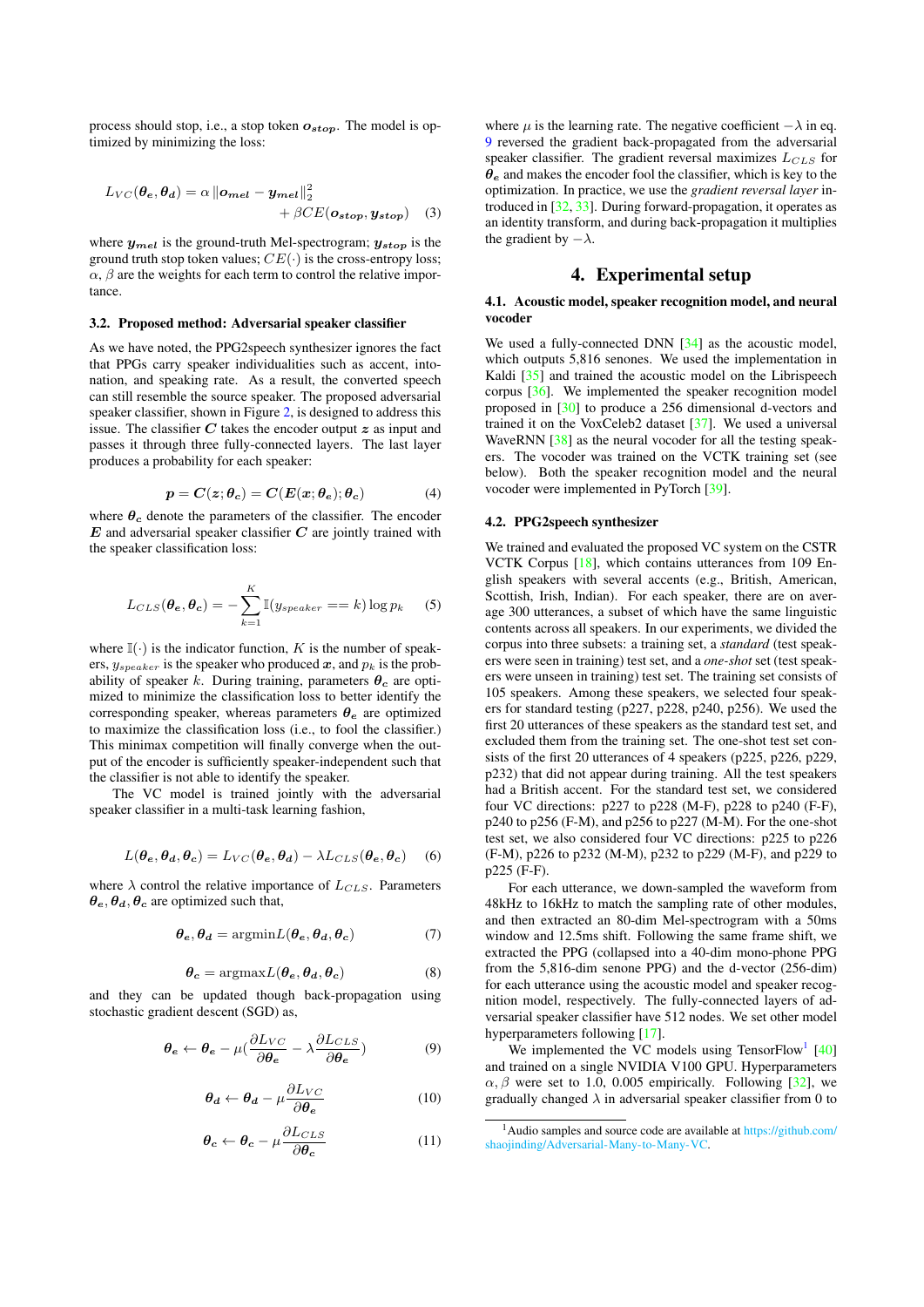process should stop, i.e., a stop token $\boldsymbol{o_{stop}}$. The model is optimized by minimizing the loss:

$$L_{VC}(\boldsymbol{\theta_e}, \boldsymbol{\theta_d}) = \alpha \left\|\boldsymbol{o_{mel}} - \boldsymbol{y_{mel}}\right\|_2^2 + \beta CE(\boldsymbol{o_{stop}}, \boldsymbol{y_{stop}}) \quad (3)$$

where $\boldsymbol{y_{mel}}$ is the ground-truth Mel-spectrogram; $\boldsymbol{y_{stop}}$ is the ground truth stop token values; $CE(\cdot)$ is the cross-entropy loss; $\alpha, \beta$ are the weights for each term to control the relative importance.

### 3.2. Proposed method: Adversarial speaker classifier

As we have noted, the PPG2speech synthesizer ignores the fact that PPGs carry speaker individualities such as accent, intonation, and speaking rate. As a result, the converted speech can still resemble the source speaker. The proposed adversarial speaker classifier, shown in Figure 2, is designed to address this issue. The classifier $\boldsymbol{C}$ takes the encoder output $\boldsymbol{z}$ as input and passes it through three fully-connected layers. The last layer produces a probability for each speaker:

$$\boldsymbol{p} = \boldsymbol{C}(\boldsymbol{z}; \boldsymbol{\theta_c}) = \boldsymbol{C}(\boldsymbol{E}(\boldsymbol{x}; \boldsymbol{\theta_e}); \boldsymbol{\theta_c}) \quad (4)$$

where $\boldsymbol{\theta_c}$ denote the parameters of the classifier. The encoder $\boldsymbol{E}$ and adversarial speaker classifier $\boldsymbol{C}$ are jointly trained with the speaker classification loss:

$$L_{CLS}(\boldsymbol{\theta_e}, \boldsymbol{\theta_c}) = -\sum_{k=1}^{K} \mathbb{I}(y_{speaker} == k) \log p_k \quad (5)$$

where $\mathbb{I}(\cdot)$ is the indicator function, $K$ is the number of speakers, $y_{speaker}$ is the speaker who produced $\boldsymbol{x}$, and $p_k$ is the probability of speaker $k$. During training, parameters $\boldsymbol{\theta_c}$ are optimized to minimize the classification loss to better identify the corresponding speaker, whereas parameters $\boldsymbol{\theta_e}$ are optimized to maximize the classification loss (i.e., to fool the classifier.) This minimax competition will finally converge when the output of the encoder is sufficiently speaker-independent such that the classifier is not able to identify the speaker.

The VC model is trained jointly with the adversarial speaker classifier in a multi-task learning fashion,

$$L(\boldsymbol{\theta_e}, \boldsymbol{\theta_d}, \boldsymbol{\theta_c}) = L_{VC}(\boldsymbol{\theta_e}, \boldsymbol{\theta_d}) - \lambda L_{CLS}(\boldsymbol{\theta_e}, \boldsymbol{\theta_c}) \quad (6)$$

where $\lambda$ control the relative importance of $L_{CLS}$. Parameters $\boldsymbol{\theta_e}, \boldsymbol{\theta_d}, \boldsymbol{\theta_c}$ are optimized such that,

$$\boldsymbol{\theta_e}, \boldsymbol{\theta_d} = \text{argmin} L(\boldsymbol{\theta_e}, \boldsymbol{\theta_d}, \boldsymbol{\theta_c}) \quad (7)$$

$$\boldsymbol{\theta_c} = \text{argmax} L(\boldsymbol{\theta_e}, \boldsymbol{\theta_d}, \boldsymbol{\theta_c}) \quad (8)$$

and they can be updated though back-propagation using stochastic gradient descent (SGD) as,

$$\boldsymbol{\theta_e} \leftarrow \boldsymbol{\theta_e} - \mu\left(\frac{\partial L_{VC}}{\partial \boldsymbol{\theta_e}} - \lambda \frac{\partial L_{CLS}}{\partial \boldsymbol{\theta_e}}\right) \quad (9)$$

$$\boldsymbol{\theta_d} \leftarrow \boldsymbol{\theta_d} - \mu \frac{\partial L_{VC}}{\partial \boldsymbol{\theta_e}} \quad (10)$$

$$\boldsymbol{\theta_c} \leftarrow \boldsymbol{\theta_c} - \mu \frac{\partial L_{CLS}}{\partial \boldsymbol{\theta_c}} \quad (11)$$

where $\mu$ is the learning rate. The negative coefficient $-\lambda$ in eq. 9 reversed the gradient back-propagated from the adversarial speaker classifier. The gradient reversal maximizes $L_{CLS}$ for $\boldsymbol{\theta_e}$ and makes the encoder fool the classifier, which is key to the optimization. In practice, we use the *gradient reversal layer* introduced in [32, 33]. During forward-propagation, it operates as an identity transform, and during back-propagation it multiplies the gradient by $-\lambda$.

## 4. Experimental setup

### 4.1. Acoustic model, speaker recognition model, and neural vocoder

We used a fully-connected DNN [34] as the acoustic model, which outputs 5,816 senones. We used the implementation in Kaldi [35] and trained the acoustic model on the Librispeech corpus [36]. We implemented the speaker recognition model proposed in [30] to produce a 256 dimensional d-vectors and trained it on the VoxCeleb2 dataset [37]. We used a universal WaveRNN [38] as the neural vocoder for all the testing speakers. The vocoder was trained on the VCTK training set (see below). Both the speaker recognition model and the neural vocoder were implemented in PyTorch [39].

### 4.2. PPG2speech synthesizer

We trained and evaluated the proposed VC system on the CSTR VCTK Corpus [18], which contains utterances from 109 English speakers with several accents (e.g., British, American, Scottish, Irish, Indian). For each speaker, there are on average 300 utterances, a subset of which have the same linguistic contents across all speakers. In our experiments, we divided the corpus into three subsets: a training set, a *standard* (test speakers were seen in training) test set, and a *one-shot* set (test speakers were unseen in training) test set. The training set consists of 105 speakers. Among these speakers, we selected four speakers for standard testing (p227, p228, p240, p256). We used the first 20 utterances of these speakers as the standard test set, and excluded them from the training set. The one-shot test set consists of the first 20 utterances of 4 speakers (p225, p226, p229, p232) that did not appear during training. All the test speakers had a British accent. For the standard test set, we considered four VC directions: p227 to p228 (M-F), p228 to p240 (F-F), p240 to p256 (F-M), and p256 to p227 (M-M). For the one-shot test set, we also considered four VC directions: p225 to p226 (F-M), p226 to p232 (M-M), p232 to p229 (M-F), and p229 to p225 (F-F).

For each utterance, we down-sampled the waveform from 48kHz to 16kHz to match the sampling rate of other modules, and then extracted an 80-dim Mel-spectrogram with a 50ms window and 12.5ms shift. Following the same frame shift, we extracted the PPG (collapsed into a 40-dim mono-phone PPG from the 5,816-dim senone PPG) and the d-vector (256-dim) for each utterance using the acoustic model and speaker recognition model, respectively. The fully-connected layers of adversarial speaker classifier have 512 nodes. We set other model hyperparameters following [17].

We implemented the VC models using TensorFlow[1] [40] and trained on a single NVIDIA V100 GPU. Hyperparameters $\alpha, \beta$ were set to 1.0, 0.005 empirically. Following [32], we gradually changed $\lambda$ in adversarial speaker classifier from 0 to

[1] Audio samples and source code are available at https://github.com/shaojinding/Adversarial-Many-to-Many-VC.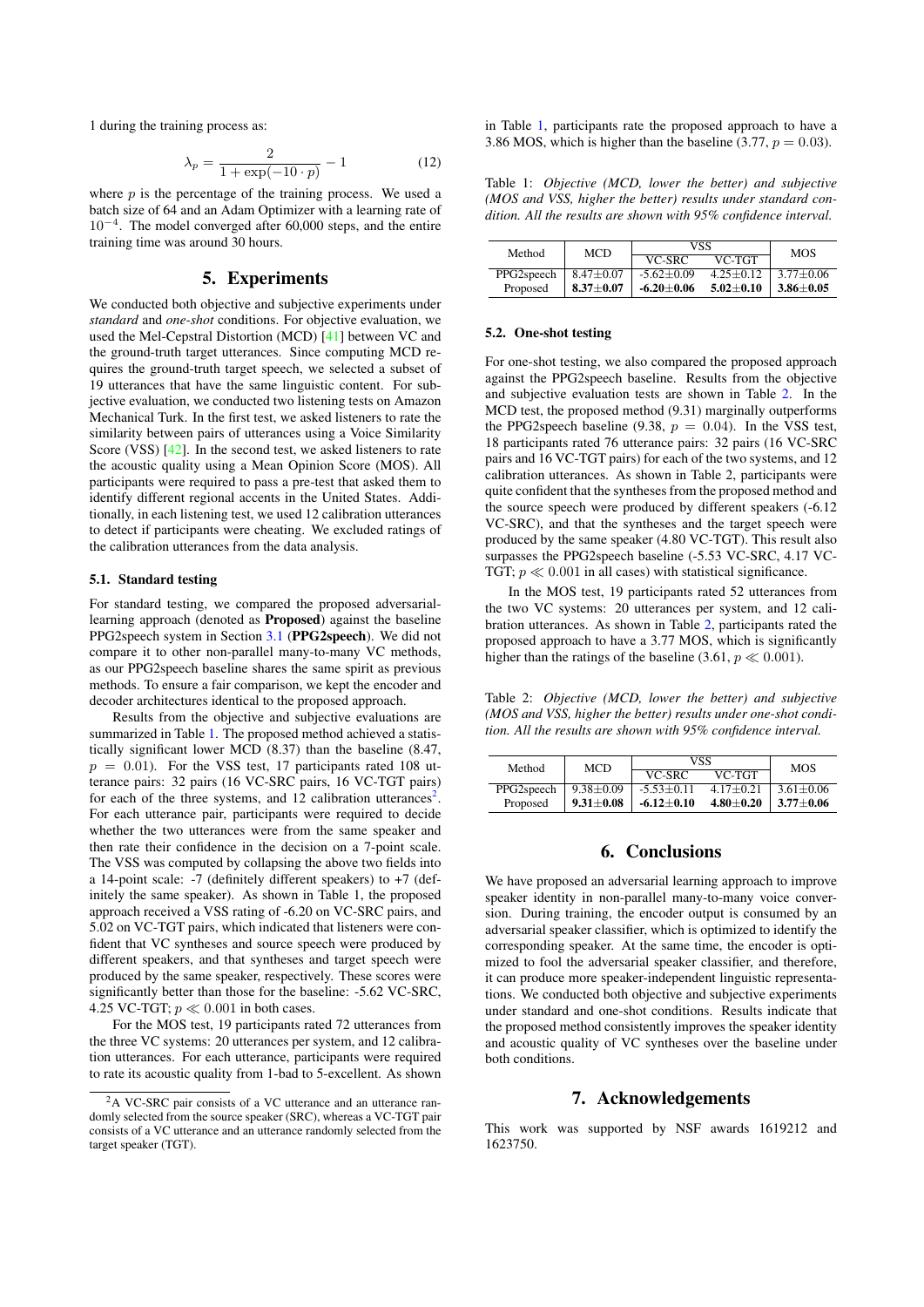1 during the training process as:

$$\lambda_p = \frac{2}{1 + \exp(-10 \cdot p)} - 1 \tag{12}$$

where $p$ is the percentage of the training process. We used a batch size of 64 and an Adam Optimizer with a learning rate of $10^{-4}$. The model converged after 60,000 steps, and the entire training time was around 30 hours.

# 5. Experiments

We conducted both objective and subjective experiments under *standard* and *one-shot* conditions. For objective evaluation, we used the Mel-Cepstral Distortion (MCD) [41] between VC and the ground-truth target utterances. Since computing MCD requires the ground-truth target speech, we selected a subset of 19 utterances that have the same linguistic content. For subjective evaluation, we conducted two listening tests on Amazon Mechanical Turk. In the first test, we asked listeners to rate the similarity between pairs of utterances using a Voice Similarity Score (VSS) [42]. In the second test, we asked listeners to rate the acoustic quality using a Mean Opinion Score (MOS). All participants were required to pass a pre-test that asked them to identify different regional accents in the United States. Additionally, in each listening test, we used 12 calibration utterances to detect if participants were cheating. We excluded ratings of the calibration utterances from the data analysis.

## 5.1. Standard testing

For standard testing, we compared the proposed adversarial-learning approach (denoted as **Proposed**) against the baseline PPG2speech system in Section 3.1 (**PPG2speech**). We did not compare it to other non-parallel many-to-many VC methods, as our PPG2speech baseline shares the same spirit as previous methods. To ensure a fair comparison, we kept the encoder and decoder architectures identical to the proposed approach.

Results from the objective and subjective evaluations are summarized in Table 1. The proposed method achieved a statistically significant lower MCD (8.37) than the baseline (8.47, $p = 0.01$). For the VSS test, 17 participants rated 108 utterance pairs: 32 pairs (16 VC-SRC pairs, 16 VC-TGT pairs) for each of the three systems, and 12 calibration utterances[2]. For each utterance pair, participants were required to decide whether the two utterances were from the same speaker and then rate their confidence in the decision on a 7-point scale. The VSS was computed by collapsing the above two fields into a 14-point scale: -7 (definitely different speakers) to +7 (definitely the same speaker). As shown in Table 1, the proposed approach received a VSS rating of -6.20 on VC-SRC pairs, and 5.02 on VC-TGT pairs, which indicated that listeners were confident that VC syntheses and source speech were produced by different speakers, and that syntheses and target speech were produced by the same speaker, respectively. These scores were significantly better than those for the baseline: -5.62 VC-SRC, 4.25 VC-TGT; $p \ll 0.001$ in both cases.

For the MOS test, 19 participants rated 72 utterances from the three VC systems: 20 utterances per system, and 12 calibration utterances. For each utterance, participants were required to rate its acoustic quality from 1-bad to 5-excellent. As shown in Table 1, participants rate the proposed approach to have a 3.86 MOS, which is higher than the baseline (3.77, $p = 0.03$).

Table 1: *Objective (MCD, lower the better) and subjective (MOS and VSS, higher the better) results under standard condition. All the results are shown with 95% confidence interval.*

| Method | MCD | VSS | | MOS |
|---|---|---|---|---|
| | | VC-SRC | VC-TGT | |
| PPG2speech | 8.47±0.07 | -5.62±0.09 | 4.25±0.12 | 3.77±0.06 |
| Proposed | **8.37±0.07** | **-6.20±0.06** | **5.02±0.10** | **3.86±0.05** |

## 5.2. One-shot testing

For one-shot testing, we also compared the proposed approach against the PPG2speech baseline. Results from the objective and subjective evaluation tests are shown in Table 2. In the MCD test, the proposed method (9.31) marginally outperforms the PPG2speech baseline (9.38, $p = 0.04$). In the VSS test, 18 participants rated 76 utterance pairs: 32 pairs (16 VC-SRC pairs and 16 VC-TGT pairs) for each of the two systems, and 12 calibration utterances. As shown in Table 2, participants were quite confident that the syntheses from the proposed method and the source speech were produced by different speakers (-6.12 VC-SRC), and that the syntheses and the target speech were produced by the same speaker (4.80 VC-TGT). This result also surpasses the PPG2speech baseline (-5.53 VC-SRC, 4.17 VC-TGT; $p \ll 0.001$ in all cases) with statistical significance.

In the MOS test, 19 participants rated 52 utterances from the two VC systems: 20 utterances per system, and 12 calibration utterances. As shown in Table 2, participants rated the proposed approach to have a 3.77 MOS, which is significantly higher than the ratings of the baseline (3.61, $p \ll 0.001$).

Table 2: *Objective (MCD, lower the better) and subjective (MOS and VSS, higher the better) results under one-shot condition. All the results are shown with 95% confidence interval.*

| Method | MCD | VSS | | MOS |
|---|---|---|---|---|
| | | VC-SRC | VC-TGT | |
| PPG2speech | 9.38±0.09 | -5.53±0.11 | 4.17±0.21 | 3.61±0.06 |
| Proposed | **9.31±0.08** | **-6.12±0.10** | **4.80±0.20** | **3.77±0.06** |

# 6. Conclusions

We have proposed an adversarial learning approach to improve speaker identity in non-parallel many-to-many voice conversion. During training, the encoder output is consumed by an adversarial speaker classifier, which is optimized to identify the corresponding speaker. At the same time, the encoder is optimized to fool the adversarial speaker classifier, and therefore, it can produce more speaker-independent linguistic representations. We conducted both objective and subjective experiments under standard and one-shot conditions. Results indicate that the proposed method consistently improves the speaker identity and acoustic quality of VC syntheses over the baseline under both conditions.

# 7. Acknowledgements

This work was supported by NSF awards 1619212 and 1623750.

---

[2] A VC-SRC pair consists of a VC utterance and an utterance randomly selected from the source speaker (SRC), whereas a VC-TGT pair consists of a VC utterance and an utterance randomly selected from the target speaker (TGT).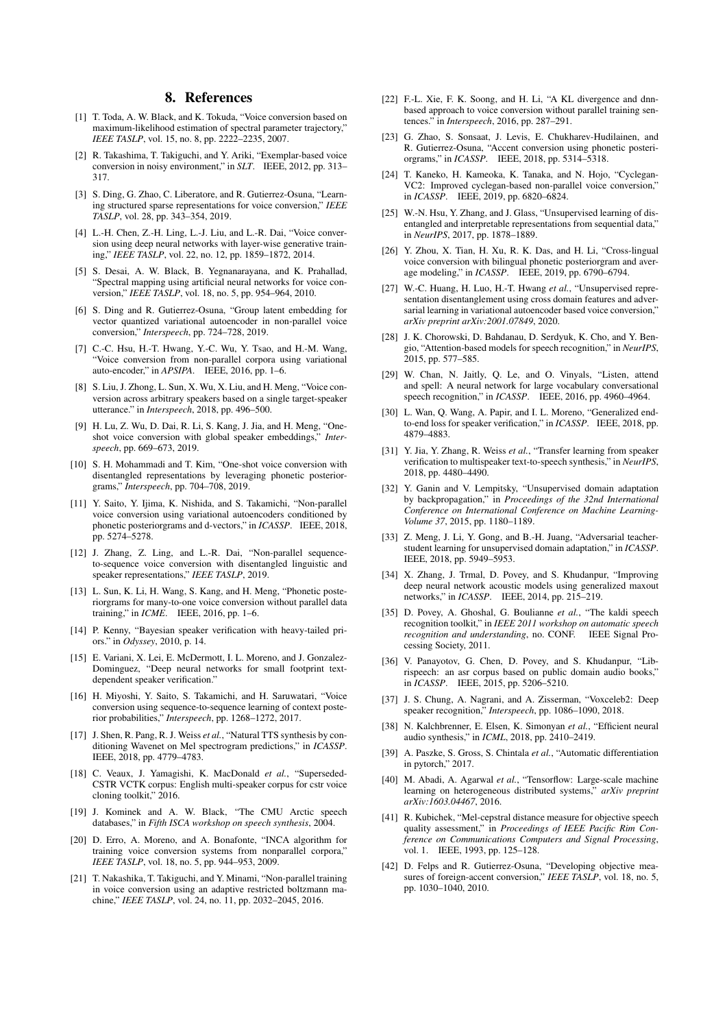## 8. References

[1] T. Toda, A. W. Black, and K. Tokuda, "Voice conversion based on maximum-likelihood estimation of spectral parameter trajectory," *IEEE TASLP*, vol. 15, no. 8, pp. 2222–2235, 2007.

[2] R. Takashima, T. Takiguchi, and Y. Ariki, "Exemplar-based voice conversion in noisy environment," in *SLT*. IEEE, 2012, pp. 313–317.

[3] S. Ding, G. Zhao, C. Liberatore, and R. Gutierrez-Osuna, "Learning structured sparse representations for voice conversion," *IEEE TASLP*, vol. 28, pp. 343–354, 2019.

[4] L.-H. Chen, Z.-H. Ling, L.-J. Liu, and L.-R. Dai, "Voice conversion using deep neural networks with layer-wise generative training," *IEEE TASLP*, vol. 22, no. 12, pp. 1859–1872, 2014.

[5] S. Desai, A. W. Black, B. Yegnanarayana, and K. Prahallad, "Spectral mapping using artificial neural networks for voice conversion," *IEEE TASLP*, vol. 18, no. 5, pp. 954–964, 2010.

[6] S. Ding and R. Gutierrez-Osuna, "Group latent embedding for vector quantized variational autoencoder in non-parallel voice conversion," *Interspeech*, pp. 724–728, 2019.

[7] C.-C. Hsu, H.-T. Hwang, Y.-C. Wu, Y. Tsao, and H.-M. Wang, "Voice conversion from non-parallel corpora using variational auto-encoder," in *APSIPA*. IEEE, 2016, pp. 1–6.

[8] S. Liu, J. Zhong, L. Sun, X. Wu, X. Liu, and H. Meng, "Voice conversion across arbitrary speakers based on a single target-speaker utterance." in *Interspeech*, 2018, pp. 496–500.

[9] H. Lu, Z. Wu, D. Dai, R. Li, S. Kang, J. Jia, and H. Meng, "One-shot voice conversion with global speaker embeddings," *Interspeech*, pp. 669–673, 2019.

[10] S. H. Mohammadi and T. Kim, "One-shot voice conversion with disentangled representations by leveraging phonetic posteriorgrams," *Interspeech*, pp. 704–708, 2019.

[11] Y. Saito, Y. Ijima, K. Nishida, and S. Takamichi, "Non-parallel voice conversion using variational autoencoders conditioned by phonetic posteriorgrams and d-vectors," in *ICASSP*. IEEE, 2018, pp. 5274–5278.

[12] J. Zhang, Z. Ling, and L.-R. Dai, "Non-parallel sequence-to-sequence voice conversion with disentangled linguistic and speaker representations," *IEEE TASLP*, 2019.

[13] L. Sun, K. Li, H. Wang, S. Kang, and H. Meng, "Phonetic posteriorgrams for many-to-one voice conversion without parallel data training," in *ICME*. IEEE, 2016, pp. 1–6.

[14] P. Kenny, "Bayesian speaker verification with heavy-tailed priors." in *Odyssey*, 2010, p. 14.

[15] E. Variani, X. Lei, E. McDermott, I. L. Moreno, and J. Gonzalez-Dominguez, "Deep neural networks for small footprint text-dependent speaker verification."

[16] H. Miyoshi, Y. Saito, S. Takamichi, and H. Saruwatari, "Voice conversion using sequence-to-sequence learning of context posterior probabilities," *Interspeech*, pp. 1268–1272, 2017.

[17] J. Shen, R. Pang, R. J. Weiss *et al.*, "Natural TTS synthesis by conditioning Wavenet on Mel spectrogram predictions," in *ICASSP*. IEEE, 2018, pp. 4779–4783.

[18] C. Veaux, J. Yamagishi, K. MacDonald *et al.*, "Superseded-CSTR VCTK corpus: English multi-speaker corpus for cstr voice cloning toolkit," 2016.

[19] J. Kominek and A. W. Black, "The CMU Arctic speech databases," in *Fifth ISCA workshop on speech synthesis*, 2004.

[20] D. Erro, A. Moreno, and A. Bonafonte, "INCA algorithm for training voice conversion systems from nonparallel corpora," *IEEE TASLP*, vol. 18, no. 5, pp. 944–953, 2009.

[21] T. Nakashika, T. Takiguchi, and Y. Minami, "Non-parallel training in voice conversion using an adaptive restricted boltzmann machine," *IEEE TASLP*, vol. 24, no. 11, pp. 2032–2045, 2016.

[22] F.-L. Xie, F. K. Soong, and H. Li, "A KL divergence and dnn-based approach to voice conversion without parallel training sentences." in *Interspeech*, 2016, pp. 287–291.

[23] G. Zhao, S. Sonsaat, J. Levis, E. Chukharev-Hudilainen, and R. Gutierrez-Osuna, "Accent conversion using phonetic posteriorgrams," in *ICASSP*. IEEE, 2018, pp. 5314–5318.

[24] T. Kaneko, H. Kameoka, K. Tanaka, and N. Hojo, "Cyclegan-VC2: Improved cyclegan-based non-parallel voice conversion," in *ICASSP*. IEEE, 2019, pp. 6820–6824.

[25] W.-N. Hsu, Y. Zhang, and J. Glass, "Unsupervised learning of disentangled and interpretable representations from sequential data," in *NeurIPS*, 2017, pp. 1878–1889.

[26] Y. Zhou, X. Tian, H. Xu, R. K. Das, and H. Li, "Cross-lingual voice conversion with bilingual phonetic posteriorgram and average modeling," in *ICASSP*. IEEE, 2019, pp. 6790–6794.

[27] W.-C. Huang, H. Luo, H.-T. Hwang *et al.*, "Unsupervised representation disentanglement using cross domain features and adversarial learning in variational autoencoder based voice conversion," *arXiv preprint arXiv:2001.07849*, 2020.

[28] J. K. Chorowski, D. Bahdanau, D. Serdyuk, K. Cho, and Y. Bengio, "Attention-based models for speech recognition," in *NeurIPS*, 2015, pp. 577–585.

[29] W. Chan, N. Jaitly, Q. Le, and O. Vinyals, "Listen, attend and spell: A neural network for large vocabulary conversational speech recognition," in *ICASSP*. IEEE, 2016, pp. 4960–4964.

[30] L. Wan, Q. Wang, A. Papir, and I. L. Moreno, "Generalized end-to-end loss for speaker verification," in *ICASSP*. IEEE, 2018, pp. 4879–4883.

[31] Y. Jia, Y. Zhang, R. Weiss *et al.*, "Transfer learning from speaker verification to multispeaker text-to-speech synthesis," in *NeurIPS*, 2018, pp. 4480–4490.

[32] Y. Ganin and V. Lempitsky, "Unsupervised domain adaptation by backpropagation," in *Proceedings of the 32nd International Conference on International Conference on Machine Learning-Volume 37*, 2015, pp. 1180–1189.

[33] Z. Meng, J. Li, Y. Gong, and B.-H. Juang, "Adversarial teacher-student learning for unsupervised domain adaptation," in *ICASSP*. IEEE, 2018, pp. 5949–5953.

[34] X. Zhang, J. Trmal, D. Povey, and S. Khudanpur, "Improving deep neural network acoustic models using generalized maxout networks," in *ICASSP*. IEEE, 2014, pp. 215–219.

[35] D. Povey, A. Ghoshal, G. Boulianne *et al.*, "The kaldi speech recognition toolkit," in *IEEE 2011 workshop on automatic speech recognition and understanding*, no. CONF. IEEE Signal Processing Society, 2011.

[36] V. Panayotov, G. Chen, D. Povey, and S. Khudanpur, "Librispeech: an asr corpus based on public domain audio books," in *ICASSP*. IEEE, 2015, pp. 5206–5210.

[37] J. S. Chung, A. Nagrani, and A. Zisserman, "Voxceleb2: Deep speaker recognition," *Interspeech*, pp. 1086–1090, 2018.

[38] N. Kalchbrenner, E. Elsen, K. Simonyan *et al.*, "Efficient neural audio synthesis," in *ICML*, 2018, pp. 2410–2419.

[39] A. Paszke, S. Gross, S. Chintala *et al.*, "Automatic differentiation in pytorch," 2017.

[40] M. Abadi, A. Agarwal *et al.*, "Tensorflow: Large-scale machine learning on heterogeneous distributed systems," *arXiv preprint arXiv:1603.04467*, 2016.

[41] R. Kubichek, "Mel-cepstral distance measure for objective speech quality assessment," in *Proceedings of IEEE Pacific Rim Conference on Communications Computers and Signal Processing*, vol. 1. IEEE, 1993, pp. 125–128.

[42] D. Felps and R. Gutierrez-Osuna, "Developing objective measures of foreign-accent conversion," *IEEE TASLP*, vol. 18, no. 5, pp. 1030–1040, 2010.